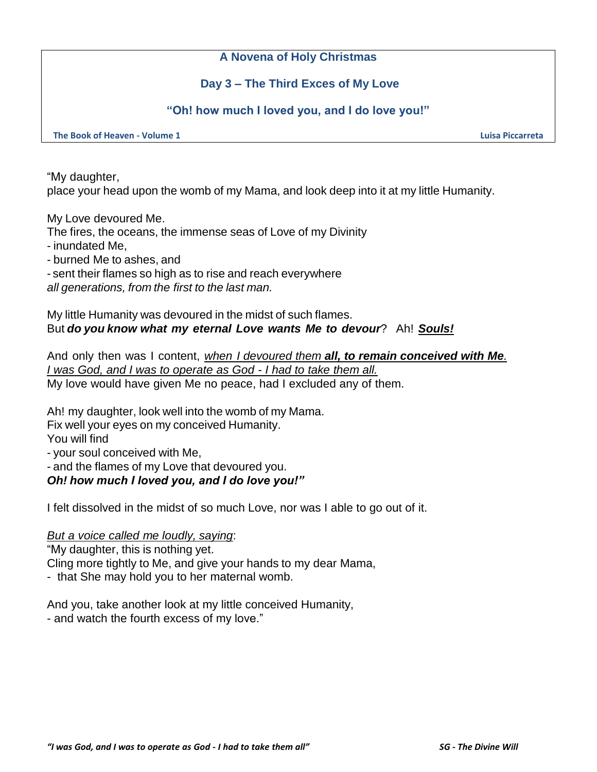# A Novena of Holy Christmas

## Day 3 – The Third Exces of My Love

### "Oh! how much I loved you, and I do love you!"

**The Book of Heaven - Volume 1** **Luisa Piccarreta**

"My daughter,
place your head upon the womb of my Mama, and look deep into it at my little Humanity.

My Love devoured Me.
The fires, the oceans, the immense seas of Love of my Divinity
- inundated Me,
- burned Me to ashes, and
- sent their flames so high as to rise and reach everywhere
*all generations, from the first to the last man.*

My little Humanity was devoured in the midst of such flames.
But ***do you know what my eternal Love wants Me to devour***? Ah! ***<u>Souls!</u>***

And only then was I content, <u>*when I devoured them* ***all, to remain conceived with Me****.*</u>
<u>*I was God, and I was to operate as God - I had to take them all.*</u>
My love would have given Me no peace, had I excluded any of them.

Ah! my daughter, look well into the womb of my Mama.
Fix well your eyes on my conceived Humanity.
You will find
- your soul conceived with Me,
- and the flames of my Love that devoured you.
***Oh! how much I loved you, and I do love you!"***

I felt dissolved in the midst of so much Love, nor was I able to go out of it.

<u>*But a voice called me loudly, saying*</u>:
"My daughter, this is nothing yet.
Cling more tightly to Me, and give your hands to my dear Mama,
- that She may hold you to her maternal womb.

And you, take another look at my little conceived Humanity,
- and watch the fourth excess of my love."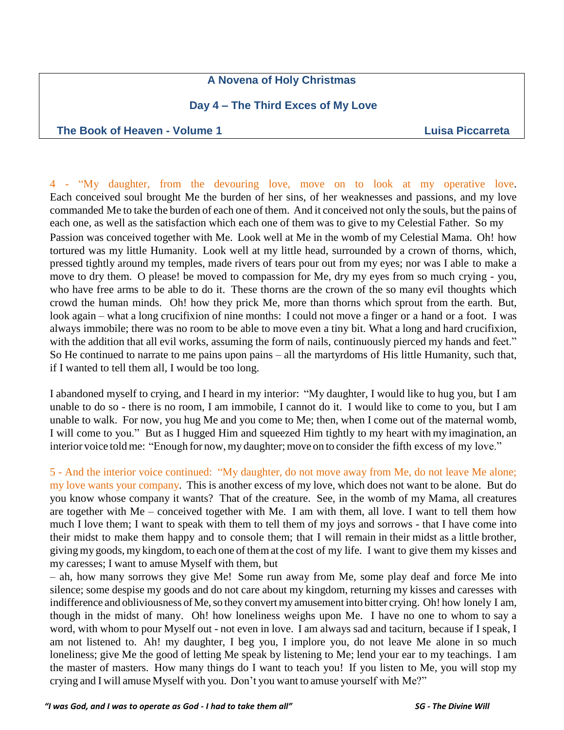## A Novena of Holy Christmas

### Day 4 – The Third Exces of My Love

**The Book of Heaven - Volume 1** **Luisa Piccarreta**

4 - "My daughter, from the devouring love, move on to look at my operative love. Each conceived soul brought Me the burden of her sins, of her weaknesses and passions, and my love commanded Me to take the burden of each one of them. And it conceived not only the souls, but the pains of each one, as well as the satisfaction which each one of them was to give to my Celestial Father. So my Passion was conceived together with Me. Look well at Me in the womb of my Celestial Mama. Oh! how tortured was my little Humanity. Look well at my little head, surrounded by a crown of thorns, which, pressed tightly around my temples, made rivers of tears pour out from my eyes; nor was I able to make a move to dry them. O please! be moved to compassion for Me, dry my eyes from so much crying - you, who have free arms to be able to do it. These thorns are the crown of the so many evil thoughts which crowd the human minds. Oh! how they prick Me, more than thorns which sprout from the earth. But, look again – what a long crucifixion of nine months: I could not move a finger or a hand or a foot. I was always immobile; there was no room to be able to move even a tiny bit. What a long and hard crucifixion, with the addition that all evil works, assuming the form of nails, continuously pierced my hands and feet." So He continued to narrate to me pains upon pains – all the martyrdoms of His little Humanity, such that, if I wanted to tell them all, I would be too long.

I abandoned myself to crying, and I heard in my interior: "My daughter, I would like to hug you, but I am unable to do so - there is no room, I am immobile, I cannot do it. I would like to come to you, but I am unable to walk. For now, you hug Me and you come to Me; then, when I come out of the maternal womb, I will come to you." But as I hugged Him and squeezed Him tightly to my heart with my imagination, an interior voice told me: "Enough for now, my daughter; move on to consider the fifth excess of my love."

5 - And the interior voice continued: "My daughter, do not move away from Me, do not leave Me alone; my love wants your company. This is another excess of my love, which does not want to be alone. But do you know whose company it wants? That of the creature. See, in the womb of my Mama, all creatures are together with Me – conceived together with Me. I am with them, all love. I want to tell them how much I love them; I want to speak with them to tell them of my joys and sorrows - that I have come into their midst to make them happy and to console them; that I will remain in their midst as a little brother, giving my goods, my kingdom, to each one of them at the cost of my life. I want to give them my kisses and my caresses; I want to amuse Myself with them, but – ah, how many sorrows they give Me! Some run away from Me, some play deaf and force Me into silence; some despise my goods and do not care about my kingdom, returning my kisses and caresses with indifference and obliviousness of Me, so they convert my amusement into bitter crying. Oh! how lonely I am, though in the midst of many. Oh! how loneliness weighs upon Me. I have no one to whom to say a word, with whom to pour Myself out - not even in love. I am always sad and taciturn, because if I speak, I am not listened to. Ah! my daughter, I beg you, I implore you, do not leave Me alone in so much loneliness; give Me the good of letting Me speak by listening to Me; lend your ear to my teachings. I am the master of masters. How many things do I want to teach you! If you listen to Me, you will stop my crying and I will amuse Myself with you. Don't you want to amuse yourself with Me?"

*"I was God, and I was to operate as God - I had to take them all"* *SG - The Divine Will*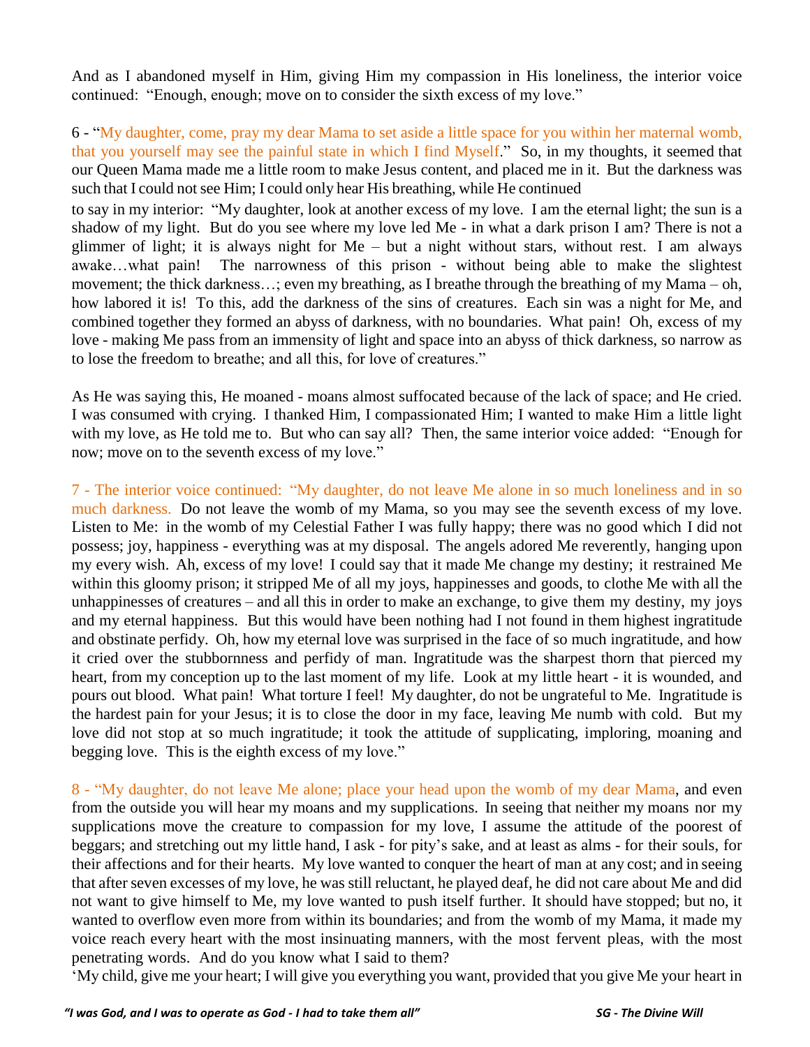And as I abandoned myself in Him, giving Him my compassion in His loneliness, the interior voice continued: "Enough, enough; move on to consider the sixth excess of my love."

6 - "My daughter, come, pray my dear Mama to set aside a little space for you within her maternal womb, that you yourself may see the painful state in which I find Myself." So, in my thoughts, it seemed that our Queen Mama made me a little room to make Jesus content, and placed me in it. But the darkness was such that I could not see Him; I could only hear His breathing, while He continued to say in my interior: "My daughter, look at another excess of my love. I am the eternal light; the sun is a shadow of my light. But do you see where my love led Me - in what a dark prison I am? There is not a glimmer of light; it is always night for Me – but a night without stars, without rest. I am always awake…what pain! The narrowness of this prison - without being able to make the slightest movement; the thick darkness…; even my breathing, as I breathe through the breathing of my Mama – oh, how labored it is! To this, add the darkness of the sins of creatures. Each sin was a night for Me, and combined together they formed an abyss of darkness, with no boundaries. What pain! Oh, excess of my love - making Me pass from an immensity of light and space into an abyss of thick darkness, so narrow as to lose the freedom to breathe; and all this, for love of creatures."

As He was saying this, He moaned - moans almost suffocated because of the lack of space; and He cried. I was consumed with crying. I thanked Him, I compassionated Him; I wanted to make Him a little light with my love, as He told me to. But who can say all? Then, the same interior voice added: "Enough for now; move on to the seventh excess of my love."

7 - The interior voice continued: "My daughter, do not leave Me alone in so much loneliness and in so much darkness. Do not leave the womb of my Mama, so you may see the seventh excess of my love. Listen to Me: in the womb of my Celestial Father I was fully happy; there was no good which I did not possess; joy, happiness - everything was at my disposal. The angels adored Me reverently, hanging upon my every wish. Ah, excess of my love! I could say that it made Me change my destiny; it restrained Me within this gloomy prison; it stripped Me of all my joys, happinesses and goods, to clothe Me with all the unhappinesses of creatures – and all this in order to make an exchange, to give them my destiny, my joys and my eternal happiness. But this would have been nothing had I not found in them highest ingratitude and obstinate perfidy. Oh, how my eternal love was surprised in the face of so much ingratitude, and how it cried over the stubbornness and perfidy of man. Ingratitude was the sharpest thorn that pierced my heart, from my conception up to the last moment of my life. Look at my little heart - it is wounded, and pours out blood. What pain! What torture I feel! My daughter, do not be ungrateful to Me. Ingratitude is the hardest pain for your Jesus; it is to close the door in my face, leaving Me numb with cold. But my love did not stop at so much ingratitude; it took the attitude of supplicating, imploring, moaning and begging love. This is the eighth excess of my love."

8 - "My daughter, do not leave Me alone; place your head upon the womb of my dear Mama, and even from the outside you will hear my moans and my supplications. In seeing that neither my moans nor my supplications move the creature to compassion for my love, I assume the attitude of the poorest of beggars; and stretching out my little hand, I ask - for pity's sake, and at least as alms - for their souls, for their affections and for their hearts. My love wanted to conquer the heart of man at any cost; and in seeing that after seven excesses of my love, he was still reluctant, he played deaf, he did not care about Me and did not want to give himself to Me, my love wanted to push itself further. It should have stopped; but no, it wanted to overflow even more from within its boundaries; and from the womb of my Mama, it made my voice reach every heart with the most insinuating manners, with the most fervent pleas, with the most penetrating words. And do you know what I said to them?

'My child, give me your heart; I will give you everything you want, provided that you give Me your heart in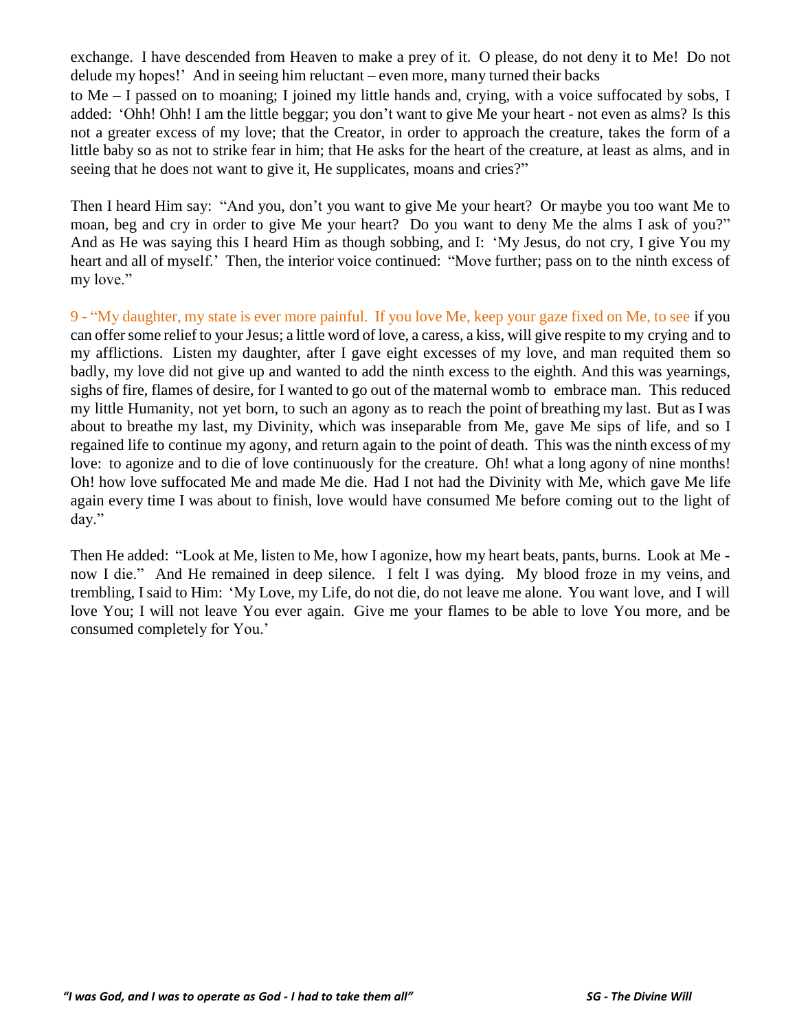exchange. I have descended from Heaven to make a prey of it. O please, do not deny it to Me! Do not delude my hopes!' And in seeing him reluctant – even more, many turned their backs to Me – I passed on to moaning; I joined my little hands and, crying, with a voice suffocated by sobs, I added: 'Ohh! Ohh! I am the little beggar; you don't want to give Me your heart - not even as alms? Is this not a greater excess of my love; that the Creator, in order to approach the creature, takes the form of a little baby so as not to strike fear in him; that He asks for the heart of the creature, at least as alms, and in seeing that he does not want to give it, He supplicates, moans and cries?"

Then I heard Him say: "And you, don't you want to give Me your heart? Or maybe you too want Me to moan, beg and cry in order to give Me your heart? Do you want to deny Me the alms I ask of you?" And as He was saying this I heard Him as though sobbing, and I: 'My Jesus, do not cry, I give You my heart and all of myself.' Then, the interior voice continued: "Move further; pass on to the ninth excess of my love."

9 - "My daughter, my state is ever more painful. If you love Me, keep your gaze fixed on Me, to see if you can offer some relief to your Jesus; a little word of love, a caress, a kiss, will give respite to my crying and to my afflictions. Listen my daughter, after I gave eight excesses of my love, and man requited them so badly, my love did not give up and wanted to add the ninth excess to the eighth. And this was yearnings, sighs of fire, flames of desire, for I wanted to go out of the maternal womb to embrace man. This reduced my little Humanity, not yet born, to such an agony as to reach the point of breathing my last. But as I was about to breathe my last, my Divinity, which was inseparable from Me, gave Me sips of life, and so I regained life to continue my agony, and return again to the point of death. This was the ninth excess of my love: to agonize and to die of love continuously for the creature. Oh! what a long agony of nine months! Oh! how love suffocated Me and made Me die. Had I not had the Divinity with Me, which gave Me life again every time I was about to finish, love would have consumed Me before coming out to the light of day."

Then He added: "Look at Me, listen to Me, how I agonize, how my heart beats, pants, burns. Look at Me - now I die." And He remained in deep silence. I felt I was dying. My blood froze in my veins, and trembling, I said to Him: 'My Love, my Life, do not die, do not leave me alone. You want love, and I will love You; I will not leave You ever again. Give me your flames to be able to love You more, and be consumed completely for You.'